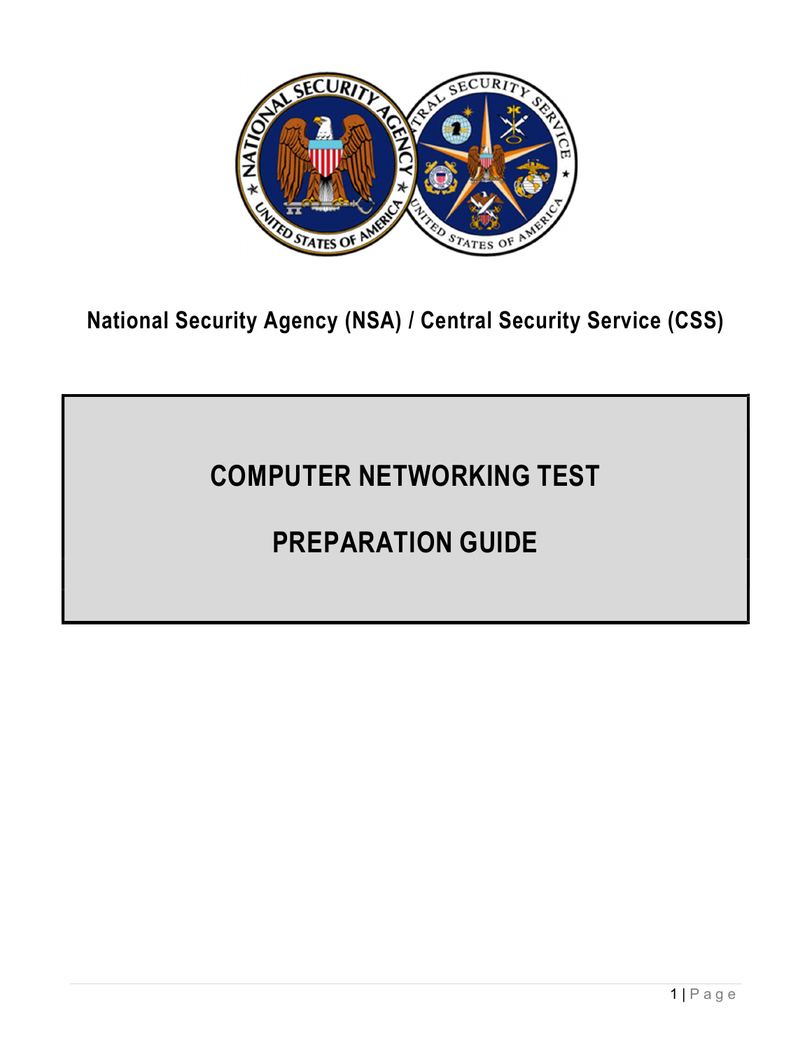**National Security Agency (NSA) / Central Security Service (CSS)**

# COMPUTER NETWORKING TEST

# PREPARATION GUIDE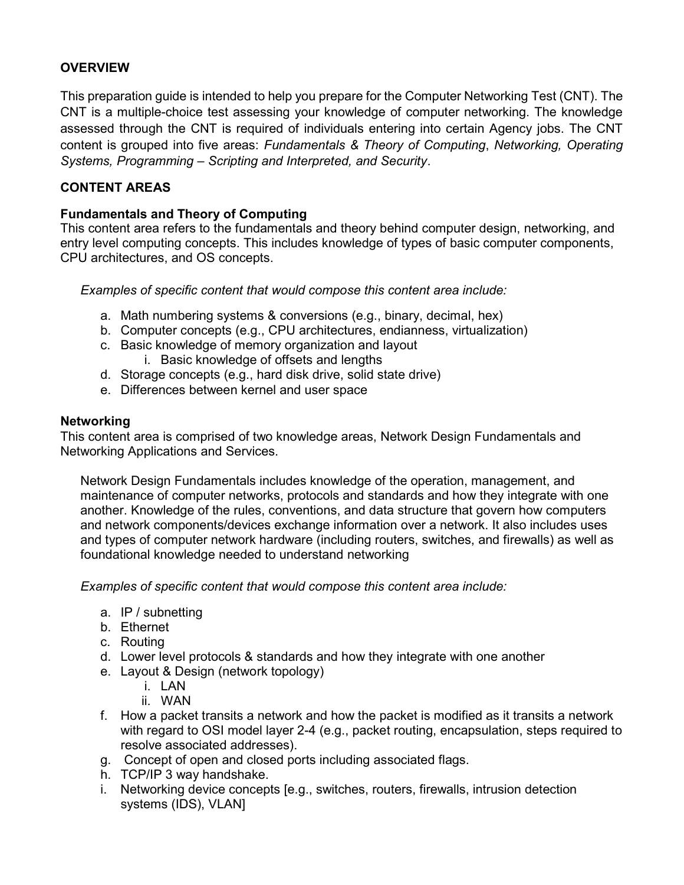## OVERVIEW

This preparation guide is intended to help you prepare for the Computer Networking Test (CNT). The CNT is a multiple-choice test assessing your knowledge of computer networking. The knowledge assessed through the CNT is required of individuals entering into certain Agency jobs. The CNT content is grouped into five areas: *Fundamentals & Theory of Computing*, *Networking, Operating Systems, Programming – Scripting and Interpreted, and Security*.

## CONTENT AREAS

### Fundamentals and Theory of Computing

This content area refers to the fundamentals and theory behind computer design, networking, and entry level computing concepts. This includes knowledge of types of basic computer components, CPU architectures, and OS concepts.

*Examples of specific content that would compose this content area include:*

a. Math numbering systems & conversions (e.g., binary, decimal, hex)
b. Computer concepts (e.g., CPU architectures, endianness, virtualization)
c. Basic knowledge of memory organization and layout
    i. Basic knowledge of offsets and lengths
d. Storage concepts (e.g., hard disk drive, solid state drive)
e. Differences between kernel and user space

### Networking

This content area is comprised of two knowledge areas, Network Design Fundamentals and Networking Applications and Services.

Network Design Fundamentals includes knowledge of the operation, management, and maintenance of computer networks, protocols and standards and how they integrate with one another. Knowledge of the rules, conventions, and data structure that govern how computers and network components/devices exchange information over a network. It also includes uses and types of computer network hardware (including routers, switches, and firewalls) as well as foundational knowledge needed to understand networking

*Examples of specific content that would compose this content area include:*

a. IP / subnetting
b. Ethernet
c. Routing
d. Lower level protocols & standards and how they integrate with one another
e. Layout & Design (network topology)
    i. LAN
    ii. WAN
f. How a packet transits a network and how the packet is modified as it transits a network with regard to OSI model layer 2-4 (e.g., packet routing, encapsulation, steps required to resolve associated addresses).
g. Concept of open and closed ports including associated flags.
h. TCP/IP 3 way handshake.
i. Networking device concepts [e.g., switches, routers, firewalls, intrusion detection systems (IDS), VLAN]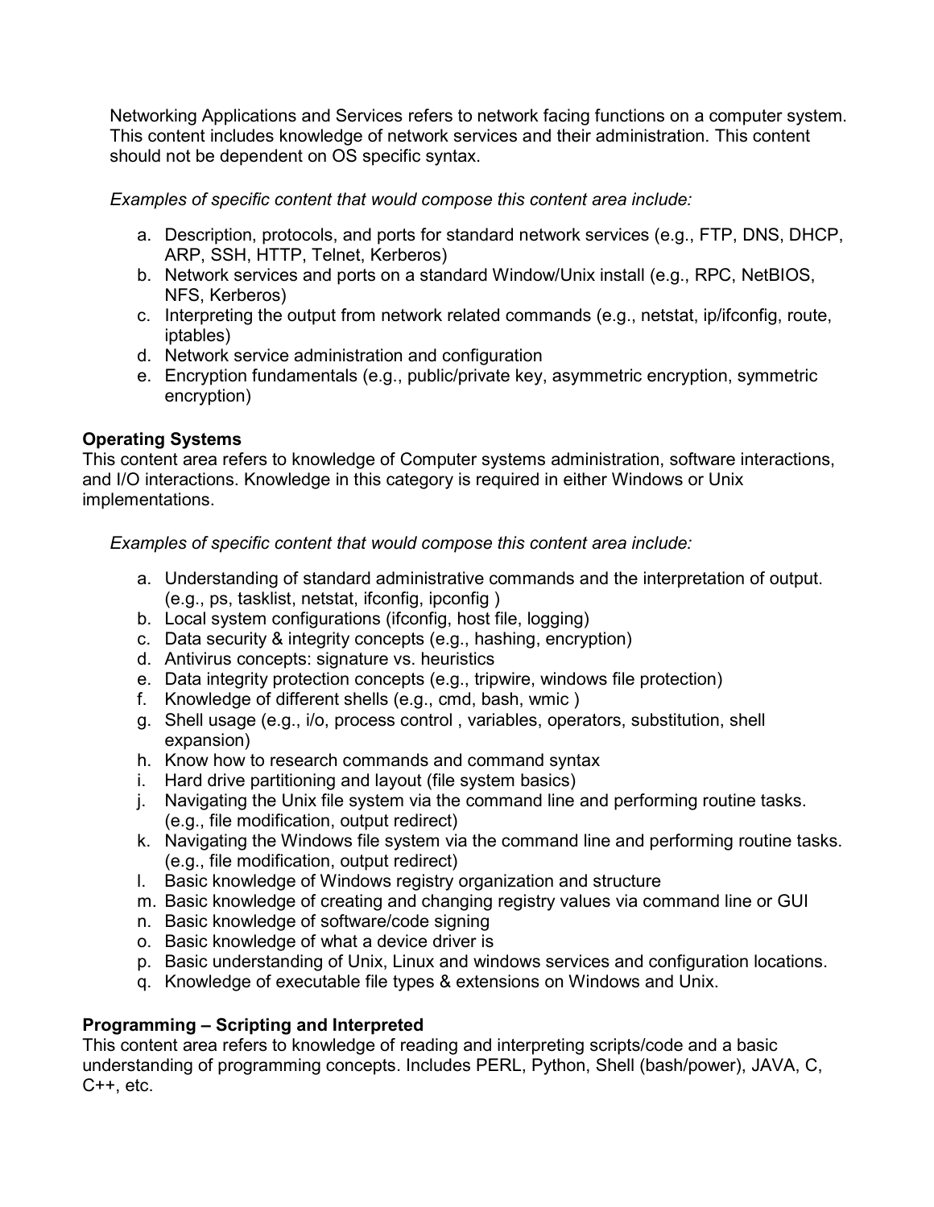Networking Applications and Services refers to network facing functions on a computer system. This content includes knowledge of network services and their administration. This content should not be dependent on OS specific syntax.

*Examples of specific content that would compose this content area include:*

a. Description, protocols, and ports for standard network services (e.g., FTP, DNS, DHCP, ARP, SSH, HTTP, Telnet, Kerberos)
b. Network services and ports on a standard Window/Unix install (e.g., RPC, NetBIOS, NFS, Kerberos)
c. Interpreting the output from network related commands (e.g., netstat, ip/ifconfig, route, iptables)
d. Network service administration and configuration
e. Encryption fundamentals (e.g., public/private key, asymmetric encryption, symmetric encryption)

**Operating Systems**

This content area refers to knowledge of Computer systems administration, software interactions, and I/O interactions. Knowledge in this category is required in either Windows or Unix implementations.

*Examples of specific content that would compose this content area include:*

a. Understanding of standard administrative commands and the interpretation of output. (e.g., ps, tasklist, netstat, ifconfig, ipconfig )
b. Local system configurations (ifconfig, host file, logging)
c. Data security & integrity concepts (e.g., hashing, encryption)
d. Antivirus concepts: signature vs. heuristics
e. Data integrity protection concepts (e.g., tripwire, windows file protection)
f. Knowledge of different shells (e.g., cmd, bash, wmic )
g. Shell usage (e.g., i/o, process control , variables, operators, substitution, shell expansion)
h. Know how to research commands and command syntax
i. Hard drive partitioning and layout (file system basics)
j. Navigating the Unix file system via the command line and performing routine tasks. (e.g., file modification, output redirect)
k. Navigating the Windows file system via the command line and performing routine tasks. (e.g., file modification, output redirect)
l. Basic knowledge of Windows registry organization and structure
m. Basic knowledge of creating and changing registry values via command line or GUI
n. Basic knowledge of software/code signing
o. Basic knowledge of what a device driver is
p. Basic understanding of Unix, Linux and windows services and configuration locations.
q. Knowledge of executable file types & extensions on Windows and Unix.

**Programming – Scripting and Interpreted**

This content area refers to knowledge of reading and interpreting scripts/code and a basic understanding of programming concepts. Includes PERL, Python, Shell (bash/power), JAVA, C, C++, etc.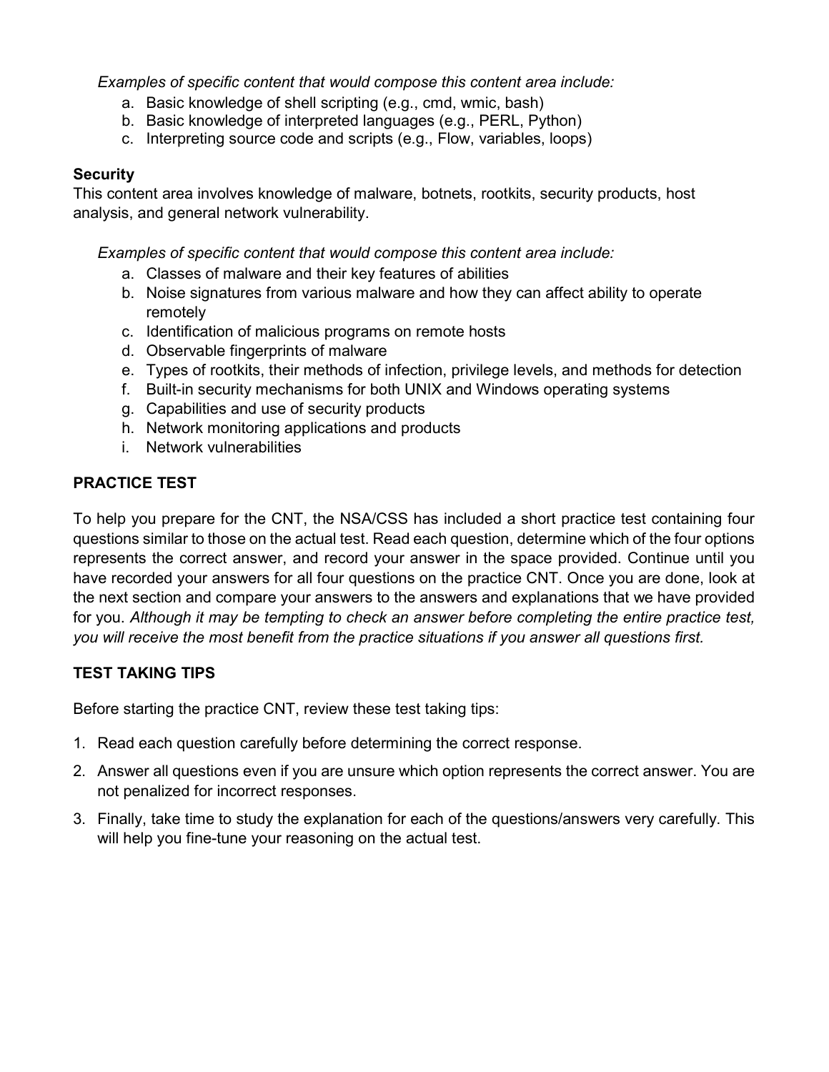*Examples of specific content that would compose this content area include:*

a. Basic knowledge of shell scripting (e.g., cmd, wmic, bash)
b. Basic knowledge of interpreted languages (e.g., PERL, Python)
c. Interpreting source code and scripts (e.g., Flow, variables, loops)

**Security**

This content area involves knowledge of malware, botnets, rootkits, security products, host analysis, and general network vulnerability.

*Examples of specific content that would compose this content area include:*

a. Classes of malware and their key features of abilities
b. Noise signatures from various malware and how they can affect ability to operate remotely
c. Identification of malicious programs on remote hosts
d. Observable fingerprints of malware
e. Types of rootkits, their methods of infection, privilege levels, and methods for detection
f. Built-in security mechanisms for both UNIX and Windows operating systems
g. Capabilities and use of security products
h. Network monitoring applications and products
i. Network vulnerabilities

## PRACTICE TEST

To help you prepare for the CNT, the NSA/CSS has included a short practice test containing four questions similar to those on the actual test. Read each question, determine which of the four options represents the correct answer, and record your answer in the space provided. Continue until you have recorded your answers for all four questions on the practice CNT. Once you are done, look at the next section and compare your answers to the answers and explanations that we have provided for you. *Although it may be tempting to check an answer before completing the entire practice test, you will receive the most benefit from the practice situations if you answer all questions first.*

## TEST TAKING TIPS

Before starting the practice CNT, review these test taking tips:

1. Read each question carefully before determining the correct response.
2. Answer all questions even if you are unsure which option represents the correct answer. You are not penalized for incorrect responses.
3. Finally, take time to study the explanation for each of the questions/answers very carefully. This will help you fine-tune your reasoning on the actual test.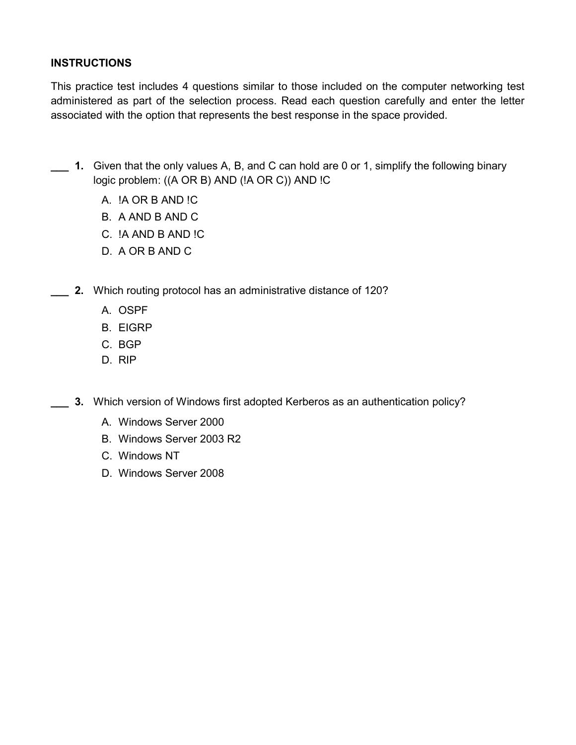**INSTRUCTIONS**

This practice test includes 4 questions similar to those included on the computer networking test administered as part of the selection process. Read each question carefully and enter the letter associated with the option that represents the best response in the space provided.

___ **1.** Given that the only values A, B, and C can hold are 0 or 1, simplify the following binary logic problem: ((A OR B) AND (!A OR C)) AND !C

A. !A OR B AND !C
B. A AND B AND C
C. !A AND B AND !C
D. A OR B AND C

___ **2.** Which routing protocol has an administrative distance of 120?

A. OSPF
B. EIGRP
C. BGP
D. RIP

___ **3.** Which version of Windows first adopted Kerberos as an authentication policy?

A. Windows Server 2000
B. Windows Server 2003 R2
C. Windows NT
D. Windows Server 2008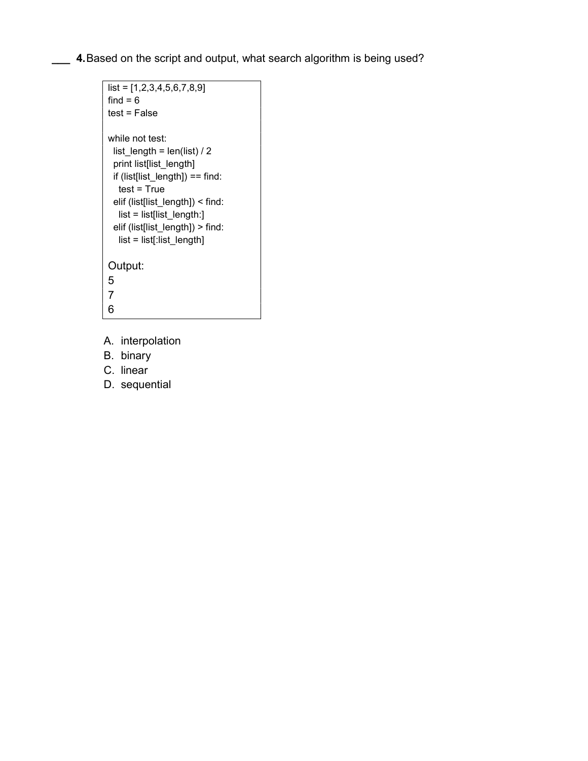___ **4.** Based on the script and output, what search algorithm is being used?

```
list = [1,2,3,4,5,6,7,8,9]
find = 6
test = False

while not test:
  list_length = len(list) / 2
  print list[list_length]
  if (list[list_length]) == find:
    test = True
  elif (list[list_length]) < find:
    list = list[list_length:]
  elif (list[list_length]) > find:
    list = list[:list_length]

Output:
5
7
6
```

A. interpolation
B. binary
C. linear
D. sequential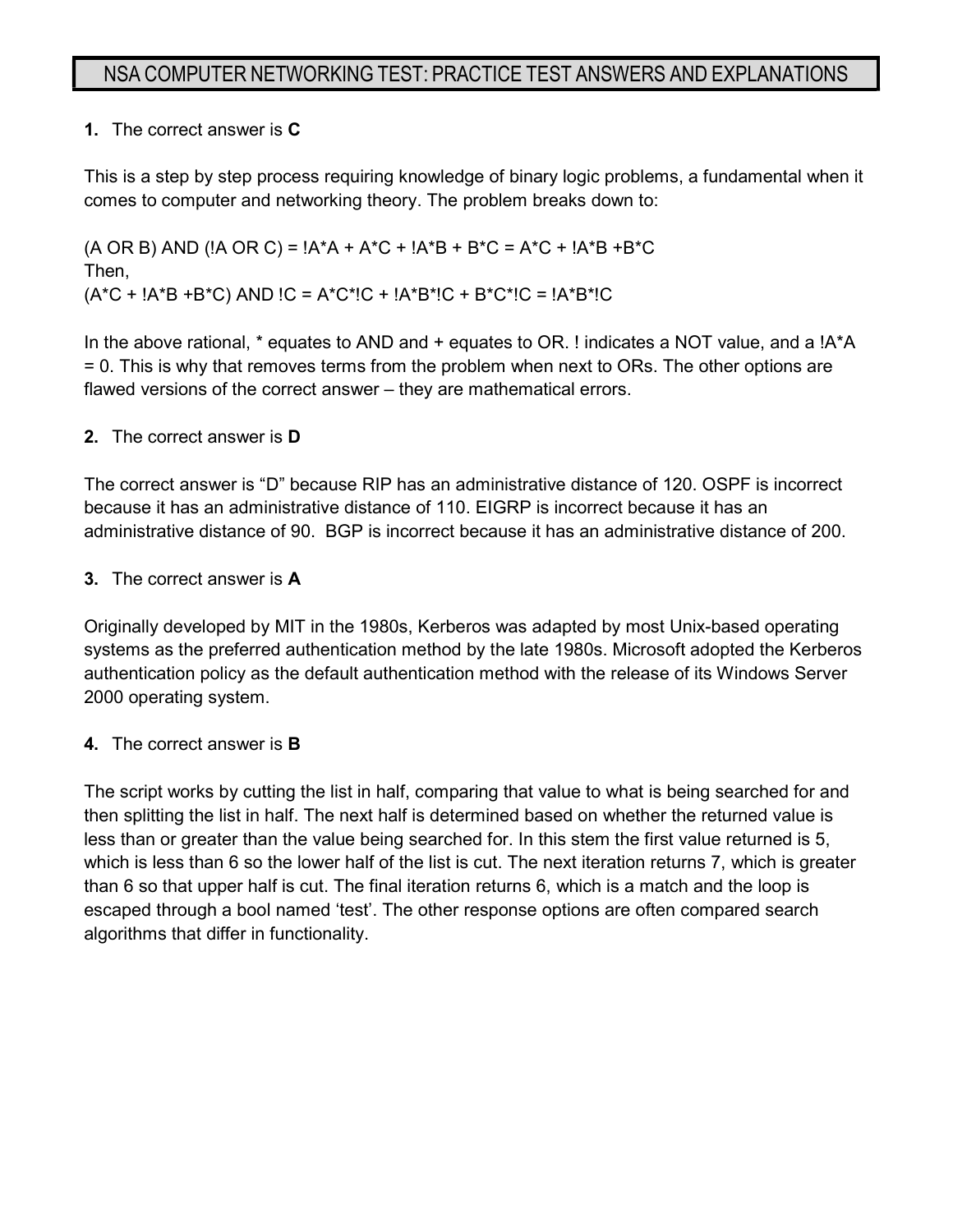# NSA COMPUTER NETWORKING TEST: PRACTICE TEST ANSWERS AND EXPLANATIONS

**1.** The correct answer is **C**

This is a step by step process requiring knowledge of binary logic problems, a fundamental when it comes to computer and networking theory. The problem breaks down to:

(A OR B) AND (!A OR C) = !A*A + A*C + !A*B + B*C = A*C + !A*B +B*C
Then,
(A*C + !A*B +B*C) AND !C = A*C*!C + !A*B*!C + B*C*!C = !A*B*!C

In the above rational, * equates to AND and + equates to OR. ! indicates a NOT value, and a !A*A = 0. This is why that removes terms from the problem when next to ORs. The other options are flawed versions of the correct answer – they are mathematical errors.

**2.** The correct answer is **D**

The correct answer is "D" because RIP has an administrative distance of 120. OSPF is incorrect because it has an administrative distance of 110. EIGRP is incorrect because it has an administrative distance of 90. BGP is incorrect because it has an administrative distance of 200.

**3.** The correct answer is **A**

Originally developed by MIT in the 1980s, Kerberos was adapted by most Unix-based operating systems as the preferred authentication method by the late 1980s. Microsoft adopted the Kerberos authentication policy as the default authentication method with the release of its Windows Server 2000 operating system.

**4.** The correct answer is **B**

The script works by cutting the list in half, comparing that value to what is being searched for and then splitting the list in half. The next half is determined based on whether the returned value is less than or greater than the value being searched for. In this stem the first value returned is 5, which is less than 6 so the lower half of the list is cut. The next iteration returns 7, which is greater than 6 so that upper half is cut. The final iteration returns 6, which is a match and the loop is escaped through a bool named 'test'. The other response options are often compared search algorithms that differ in functionality.